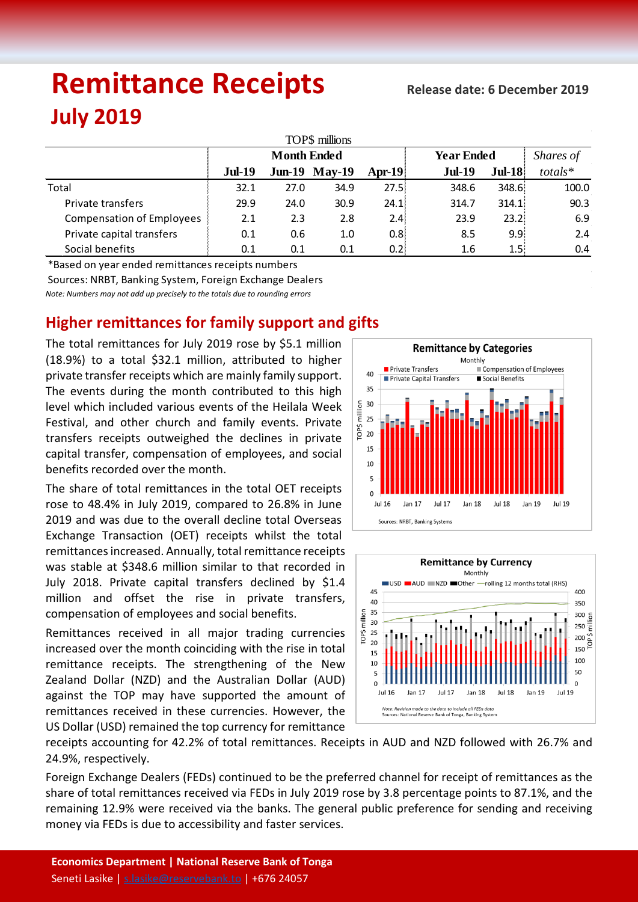# Remittance Receipts

**Release date: 6 December 2019**

## July 2019

TOP$ millions

| | Month Ended | | | | Year Ended | | *Shares of* |
|---|---|---|---|---|---|---|---|
| | **Jul-19** | **Jun-19** | **May-19** | **Apr-19** | **Jul-19** | **Jul-18** | *totals\** |
| Total | 32.1 | 27.0 | 34.9 | 27.5 | 348.6 | 348.6 | 100.0 |
| Private transfers | 29.9 | 24.0 | 30.9 | 24.1 | 314.7 | 314.1 | 90.3 |
| Compensation of Employees | 2.1 | 2.3 | 2.8 | 2.4 | 23.9 | 23.2 | 6.9 |
| Private capital transfers | 0.1 | 0.6 | 1.0 | 0.8 | 8.5 | 9.9 | 2.4 |
| Social benefits | 0.1 | 0.1 | 0.1 | 0.2 | 1.6 | 1.5 | 0.4 |

*Based on year ended remittances receipts numbers

Sources: NRBT, Banking System, Foreign Exchange Dealers

*Note: Numbers may not add up precisely to the totals due to rounding errors*

## Higher remittances for family support and gifts

The total remittances for July 2019 rose by $5.1 million (18.9%) to a total $32.1 million, attributed to higher private transfer receipts which are mainly family support. The events during the month contributed to this high level which included various events of the Heilala Week Festival, and other church and family events. Private transfers receipts outweighed the declines in private capital transfer, compensation of employees, and social benefits recorded over the month.

The share of total remittances in the total OET receipts rose to 48.4% in July 2019, compared to 26.8% in June 2019 and was due to the overall decline total Overseas Exchange Transaction (OET) receipts whilst the total remittances increased. Annually, total remittance receipts was stable at $348.6 million similar to that recorded in July 2018. Private capital transfers declined by $1.4 million and offset the rise in private transfers, compensation of employees and social benefits.

Remittances received in all major trading currencies increased over the month coinciding with the rise in total remittance receipts. The strengthening of the New Zealand Dollar (NZD) and the Australian Dollar (AUD) against the TOP may have supported the amount of remittances received in these currencies. However, the US Dollar (USD) remained the top currency for remittance receipts accounting for 42.2% of total remittances. Receipts in AUD and NZD followed with 26.7% and 24.9%, respectively.

Foreign Exchange Dealers (FEDs) continued to be the preferred channel for receipt of remittances as the share of total remittances received via FEDs in July 2019 rose by 3.8 percentage points to 87.1%, and the remaining 12.9% were received via the banks. The general public preference for sending and receiving money via FEDs is due to accessibility and faster services.

**Remittance by Categories**
Monthly

Sources: NRBT, Banking Systems

**Remittance by Currency**
Monthly

*Note: Revision made to the data to include all FEDs data*
*Sources: National Reserve Bank of Tonga, Banking System*

**Economics Department | National Reserve Bank of Tonga**
Seneti Lasike | s.lasike@reservebank.to | +676 24057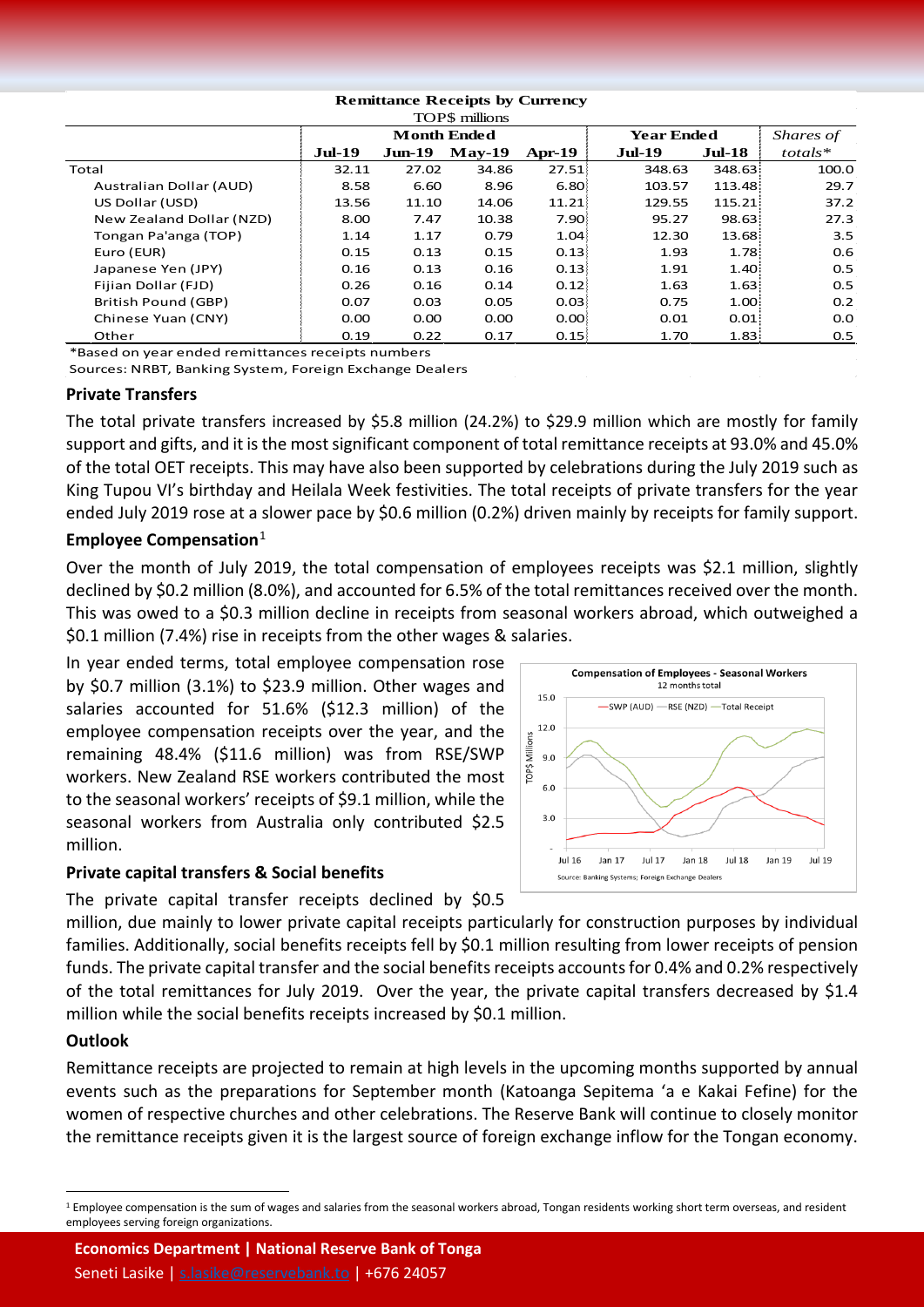**Remittance Receipts by Currency**
TOP$ millions

| | Month Ended | | | | Year Ended | | Shares of |
|---|---|---|---|---|---|---|---|
| | Jul-19 | Jun-19 | May-19 | Apr-19 | Jul-19 | Jul-18 | *totals** |
| Total | 32.11 | 27.02 | 34.86 | 27.51 | 348.63 | 348.63 | 100.0 |
| Australian Dollar (AUD) | 8.58 | 6.60 | 8.96 | 6.80 | 103.57 | 113.48 | 29.7 |
| US Dollar (USD) | 13.56 | 11.10 | 14.06 | 11.21 | 129.55 | 115.21 | 37.2 |
| New Zealand Dollar (NZD) | 8.00 | 7.47 | 10.38 | 7.90 | 95.27 | 98.63 | 27.3 |
| Tongan Pa'anga (TOP) | 1.14 | 1.17 | 0.79 | 1.04 | 12.30 | 13.68 | 3.5 |
| Euro (EUR) | 0.15 | 0.13 | 0.15 | 0.13 | 1.93 | 1.78 | 0.6 |
| Japanese Yen (JPY) | 0.16 | 0.13 | 0.16 | 0.13 | 1.91 | 1.40 | 0.5 |
| Fijian Dollar (FJD) | 0.26 | 0.16 | 0.14 | 0.12 | 1.63 | 1.63 | 0.5 |
| British Pound (GBP) | 0.07 | 0.03 | 0.05 | 0.03 | 0.75 | 1.00 | 0.2 |
| Chinese Yuan (CNY) | 0.00 | 0.00 | 0.00 | 0.00 | 0.01 | 0.01 | 0.0 |
| Other | 0.19 | 0.22 | 0.17 | 0.15 | 1.70 | 1.83 | 0.5 |

*Based on year ended remittances receipts numbers
Sources: NRBT, Banking System, Foreign Exchange Dealers

**Private Transfers**

The total private transfers increased by $5.8 million (24.2%) to $29.9 million which are mostly for family support and gifts, and it is the most significant component of total remittance receipts at 93.0% and 45.0% of the total OET receipts. This may have also been supported by celebrations during the July 2019 such as King Tupou VI's birthday and Heilala Week festivities. The total receipts of private transfers for the year ended July 2019 rose at a slower pace by $0.6 million (0.2%) driven mainly by receipts for family support.

**Employee Compensation**[1]

Over the month of July 2019, the total compensation of employees receipts was $2.1 million, slightly declined by $0.2 million (8.0%), and accounted for 6.5% of the total remittances received over the month. This was owed to a $0.3 million decline in receipts from seasonal workers abroad, which outweighed a $0.1 million (7.4%) rise in receipts from the other wages & salaries.

In year ended terms, total employee compensation rose by $0.7 million (3.1%) to $23.9 million. Other wages and salaries accounted for 51.6% ($12.3 million) of the employee compensation receipts over the year, and the remaining 48.4% ($11.6 million) was from RSE/SWP workers. New Zealand RSE workers contributed the most to the seasonal workers' receipts of $9.1 million, while the seasonal workers from Australia only contributed $2.5 million.

Compensation of Employees - Seasonal Workers
12 months total
SWP (AUD) RSE (NZD) Total Receipt
TOP$ Millions
15.0
12.0
9.0
6.0
3.0
-
Jul 16 Jan 17 Jul 17 Jan 18 Jul 18 Jan 19 Jul 19
Source: Banking Systems; Foreign Exchange Dealers

**Private capital transfers & Social benefits**

The private capital transfer receipts declined by $0.5 million, due mainly to lower private capital receipts particularly for construction purposes by individual families. Additionally, social benefits receipts fell by $0.1 million resulting from lower receipts of pension funds. The private capital transfer and the social benefits receipts accounts for 0.4% and 0.2% respectively of the total remittances for July 2019. Over the year, the private capital transfers decreased by $1.4 million while the social benefits receipts increased by $0.1 million.

**Outlook**

Remittance receipts are projected to remain at high levels in the upcoming months supported by annual events such as the preparations for September month (Katoanga Sepitema 'a e Kakai Fefine) for the women of respective churches and other celebrations. The Reserve Bank will continue to closely monitor the remittance receipts given it is the largest source of foreign exchange inflow for the Tongan economy.

[1] Employee compensation is the sum of wages and salaries from the seasonal workers abroad, Tongan residents working short term overseas, and resident employees serving foreign organizations.

**Economics Department | National Reserve Bank of Tonga**
Seneti Lasike | s.lasike@reservebank.to | +676 24057